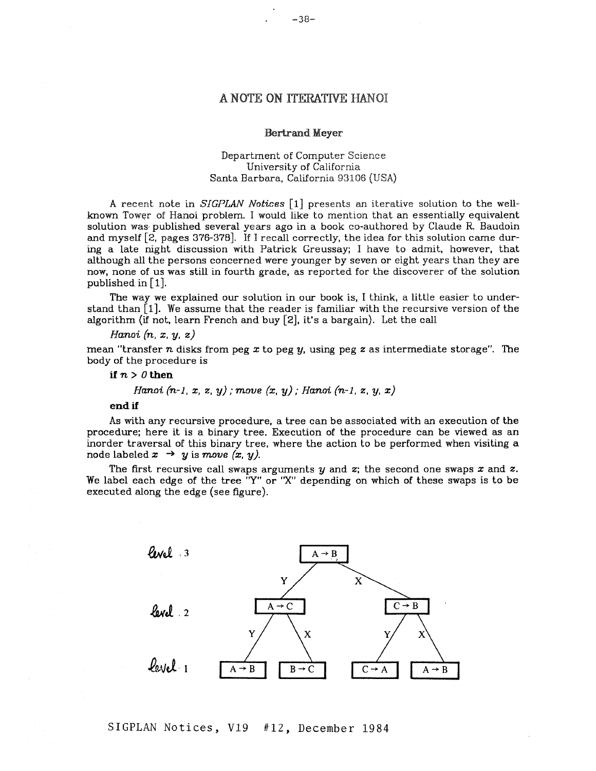# A NOTE ON ITERATIVE HANOI

**Bertrand Meyer**

Department of Computer Science
University of California
Santa Barbara, California 93106 (USA)

A recent note in *SIGPLAN Notices* [1] presents an iterative solution to the well-known Tower of Hanoi problem. I would like to mention that an essentially equivalent solution was published several years ago in a book co-authored by Claude R. Baudoin and myself [2, pages 376-378]. If I recall correctly, the idea for this solution came during a late night discussion with Patrick Greussay; I have to admit, however, that although all the persons concerned were younger by seven or eight years than they are now, none of us was still in fourth grade, as reported for the discoverer of the solution published in [1].

The way we explained our solution in our book is, I think, a little easier to understand than [1]. We assume that the reader is familiar with the recursive version of the algorithm (if not, learn French and buy [2], it's a bargain). Let the call

*Hanoi (n, x, y, z)*

mean "transfer $n$ disks from peg $x$ to peg $y$, using peg $z$ as intermediate storage". The body of the procedure is

```
if n > 0 then
    Hanoi (n-1, x, z, y) ; move (x, y) ; Hanoi (n-1, z, y, x)
end if
```

As with any recursive procedure, a tree can be associated with an execution of the procedure; here it is a binary tree. Execution of the procedure can be viewed as an inorder traversal of this binary tree, where the action to be performed when visiting a node labeled $x \rightarrow y$ is *move (x, y)*.

The first recursive call swaps arguments $y$ and $z$; the second one swaps $x$ and $z$. We label each edge of the tree "Y" or "X" depending on which of these swaps is to be executed along the edge (see figure).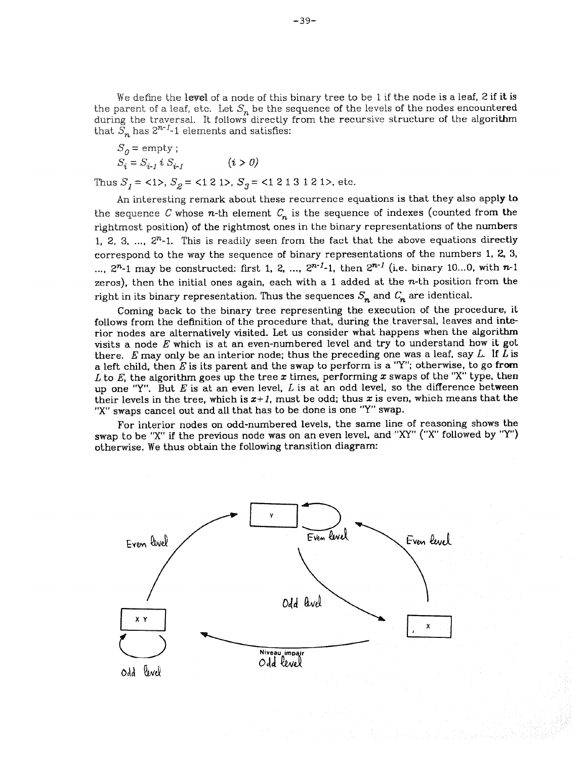We define the **level** of a node of this binary tree to be 1 if the node is a leaf, 2 if it is the parent of a leaf, etc. Let $S_n$ be the sequence of the levels of the nodes encountered during the traversal. It follows directly from the recursive structure of the algorithm that $S_n$ has $2^{n-1}$-1 elements and satisfies:

$$S_0 = \text{empty} ;$$

$$S_i = S_{i-1}\ i\ S_{i-1} \qquad (i > 0)$$

Thus $S_1 = \langle 1 \rangle$, $S_2 = \langle 1\ 2\ 1 \rangle$, $S_3 = \langle 1\ 2\ 1\ 3\ 1\ 2\ 1 \rangle$, etc.

An interesting remark about these recurrence equations is that they also apply to the sequence $C$ whose $n$-th element $C_n$ is the sequence of indexes (counted from the rightmost position) of the rightmost ones in the binary representations of the numbers 1, 2, 3, ..., $2^n$-1. This is readily seen from the fact that the above equations directly correspond to the way the sequence of binary representations of the numbers 1, 2, 3, ..., $2^n$-1 may be constructed: first 1, 2, ..., $2^{n-1}$-1, then $2^{n-1}$ (i.e. binary 10...0, with $n$-1 zeros), then the initial ones again, each with a 1 added at the $n$-th position from the right in its binary representation. Thus the sequences $S_n$ and $C_n$ are identical.

Coming back to the binary tree representing the execution of the procedure, it follows from the definition of the procedure that, during the traversal, leaves and interior nodes are alternatively visited. Let us consider what happens when the algorithm visits a node $E$ which is at an even-numbered level and try to understand how it got there. $E$ may only be an interior node; thus the preceding one was a leaf, say $L$. If $L$ is a left child, then $E$ is its parent and the swap to perform is a "Y"; otherwise, to go from $L$ to $E$, the algorithm goes up the tree $x$ times, performing $x$ swaps of the "X" type, then up one "Y". But $E$ is at an even level, $L$ is at an odd level, so the difference between their levels in the tree, which is $x+1$, must be odd; thus $x$ is even, which means that the "X" swaps cancel out and all that has to be done is one "Y" swap.

For interior nodes on odd-numbered levels, the same line of reasoning shows the swap to be "X" if the previous node was on an even level, and "XY" ("X" followed by "Y") otherwise. We thus obtain the following transition diagram:

[Transition diagram: states Y, X, XY. Y → Y (Even level); Y → X (Odd level); X → Y (Even level); X → XY (Niveau impair / Odd level); XY → XY (Odd level); XY → Y (Even level)]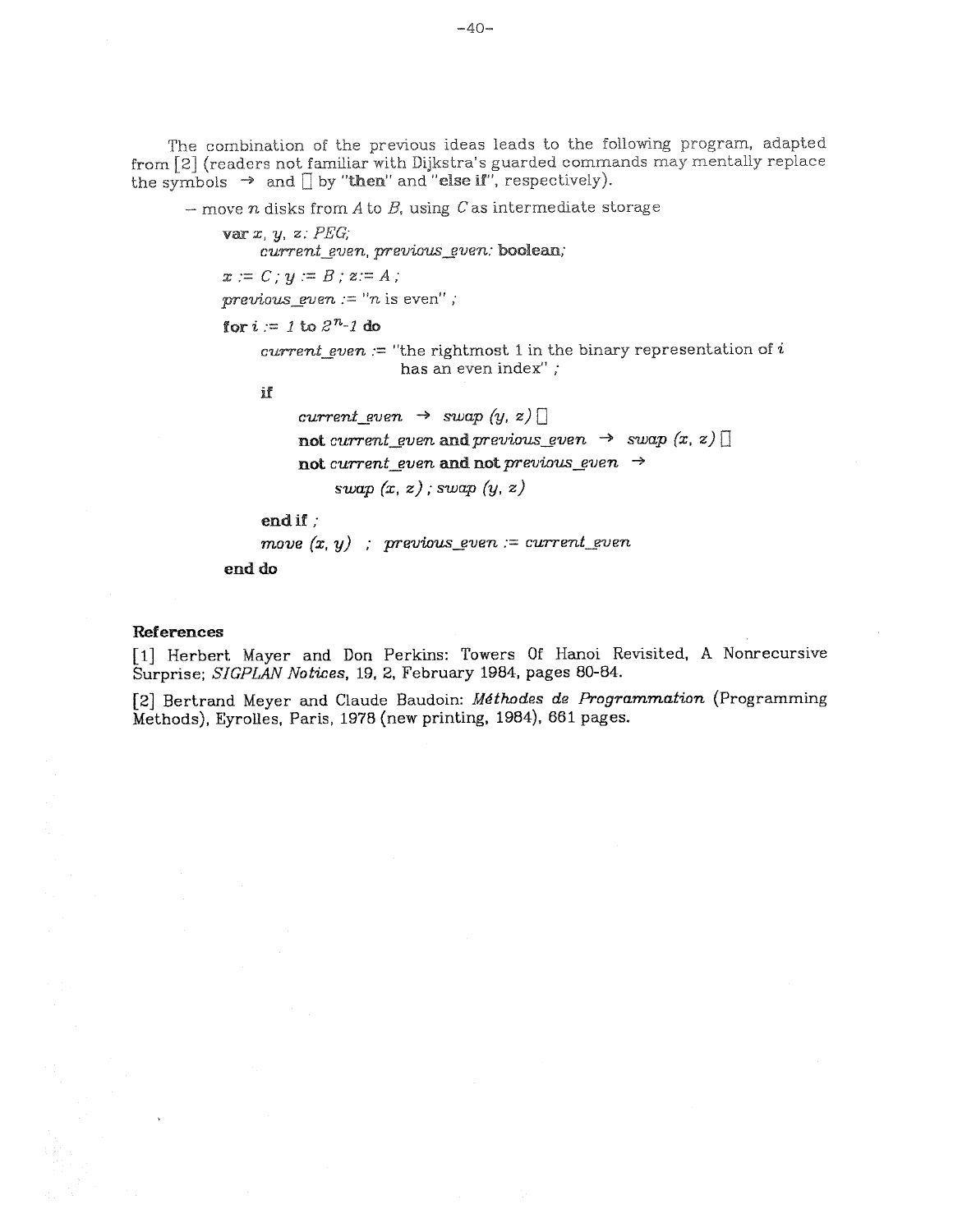The combination of the previous ideas leads to the following program, adapted from [2] (readers not familiar with Dijkstra's guarded commands may mentally replace the symbols → and [] by "**then**" and "**else if**", respectively).

```
-- move n disks from A to B, using C as intermediate storage

    var x, y, z: PEG;
        current_even, previous_even: boolean;
    x := C ; y := B ; z := A ;
    previous_even := "n is even" ;
    for i := 1 to 2^n-1 do
        current_even := "the rightmost 1 in the binary representation of i
                          has an even index" ;
        if
            current_even  →  swap (y, z) []
            not current_even and previous_even  →  swap (x, z) []
            not current_even and not previous_even  →
                swap (x, z) ; swap (y, z)
        end if ;
        move (x, y)  ;  previous_even := current_even
    end do
```

### References

[1] Herbert Mayer and Don Perkins: Towers Of Hanoi Revisited, A Nonrecursive Surprise; *SIGPLAN Notices*, 19, 2, February 1984, pages 80-84.

[2] Bertrand Meyer and Claude Baudoin: *Méthodes de Programmation* (Programming Methods), Eyrolles, Paris, 1978 (new printing, 1984), 661 pages.